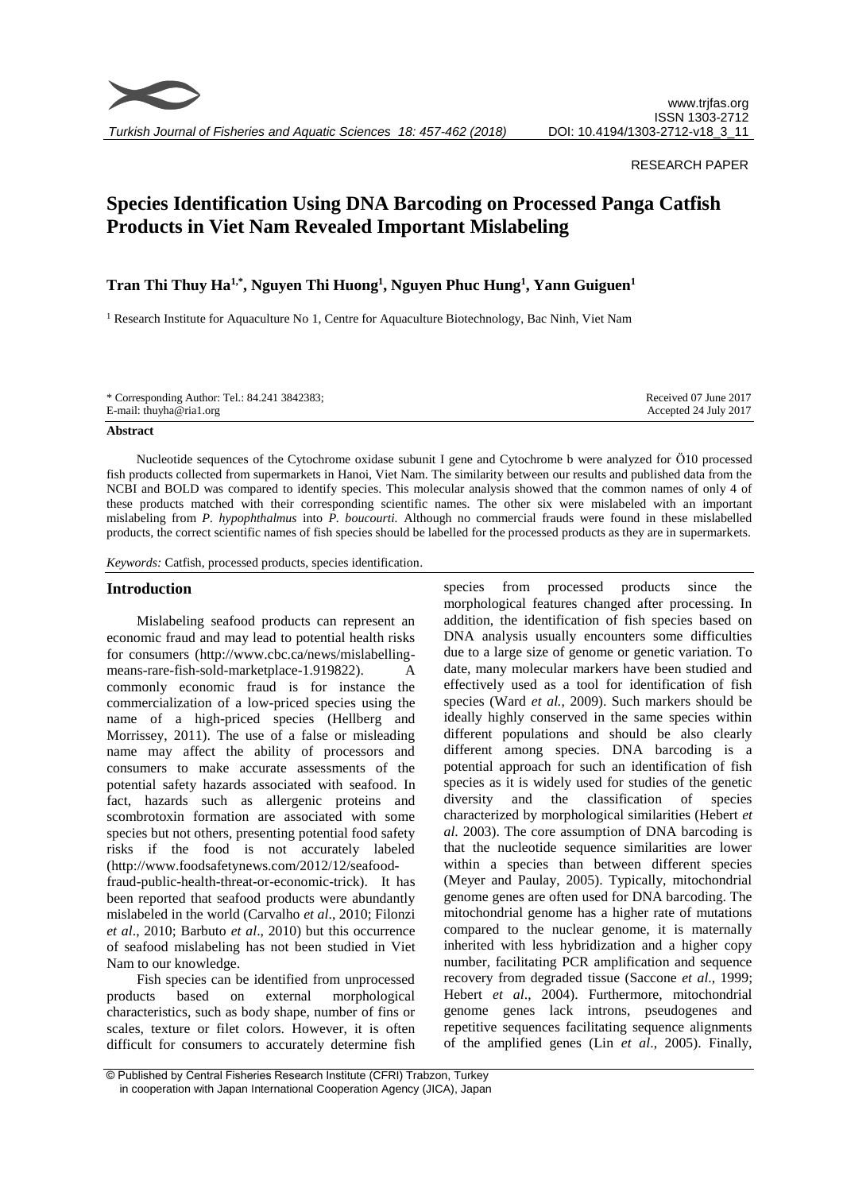RESEARCH PAPER

# Species Identification Using DNA Barcoding on Processed Panga Catfish Products in Viet Nam Revealed Important Mislabeling

**Tran Thi Thuy Ha[1,*], Nguyen Thi Huong[1], Nguyen Phuc Hung[1], Yann Guiguen[1]**

[1] Research Institute for Aquaculture No 1, Centre for Aquaculture Biotechnology, Bac Ninh, Viet Nam

\* Corresponding Author: Tel.: 84.241 3842383;
E-mail: thuyha@ria1.org

Received 07 June 2017
Accepted 24 July 2017

## Abstract

Nucleotide sequences of the Cytochrome oxidase subunit I gene and Cytochrome b were analyzed for Ö10 processed fish products collected from supermarkets in Hanoi, Viet Nam. The similarity between our results and published data from the NCBI and BOLD was compared to identify species. This molecular analysis showed that the common names of only 4 of these products matched with their corresponding scientific names. The other six were mislabeled with an important mislabeling from *P. hypophthalmus* into *P. boucourti.* Although no commercial frauds were found in these mislabelled products, the correct scientific names of fish species should be labelled for the processed products as they are in supermarkets.

*Keywords:* Catfish, processed products, species identification.

## Introduction

Mislabeling seafood products can represent an economic fraud and may lead to potential health risks for consumers (http://www.cbc.ca/news/mislabelling-means-rare-fish-sold-marketplace-1.919822). A commonly economic fraud is for instance the commercialization of a low-priced species using the name of a high-priced species (Hellberg and Morrissey, 2011). The use of a false or misleading name may affect the ability of processors and consumers to make accurate assessments of the potential safety hazards associated with seafood. In fact, hazards such as allergenic proteins and scombrotoxin formation are associated with some species but not others, presenting potential food safety risks if the food is not accurately labeled (http://www.foodsafetynews.com/2012/12/seafood-fraud-public-health-threat-or-economic-trick). It has been reported that seafood products were abundantly mislabeled in the world (Carvalho *et al*., 2010; Filonzi *et al*., 2010; Barbuto *et al*., 2010) but this occurrence of seafood mislabeling has not been studied in Viet Nam to our knowledge.

Fish species can be identified from unprocessed products based on external morphological characteristics, such as body shape, number of fins or scales, texture or filet colors. However, it is often difficult for consumers to accurately determine fish species from processed products since the morphological features changed after processing. In addition, the identification of fish species based on DNA analysis usually encounters some difficulties due to a large size of genome or genetic variation. To date, many molecular markers have been studied and effectively used as a tool for identification of fish species (Ward *et al.,* 2009). Such markers should be ideally highly conserved in the same species within different populations and should be also clearly different among species. DNA barcoding is a potential approach for such an identification of fish species as it is widely used for studies of the genetic diversity and the classification of species characterized by morphological similarities (Hebert *et al*. 2003). The core assumption of DNA barcoding is that the nucleotide sequence similarities are lower within a species than between different species (Meyer and Paulay, 2005). Typically, mitochondrial genome genes are often used for DNA barcoding. The mitochondrial genome has a higher rate of mutations compared to the nuclear genome, it is maternally inherited with less hybridization and a higher copy number, facilitating PCR amplification and sequence recovery from degraded tissue (Saccone *et al*., 1999; Hebert *et al*., 2004). Furthermore, mitochondrial genome genes lack introns, pseudogenes and repetitive sequences facilitating sequence alignments of the amplified genes (Lin *et al*., 2005). Finally,

© Published by Central Fisheries Research Institute (CFRI) Trabzon, Turkey in cooperation with Japan International Cooperation Agency (JICA), Japan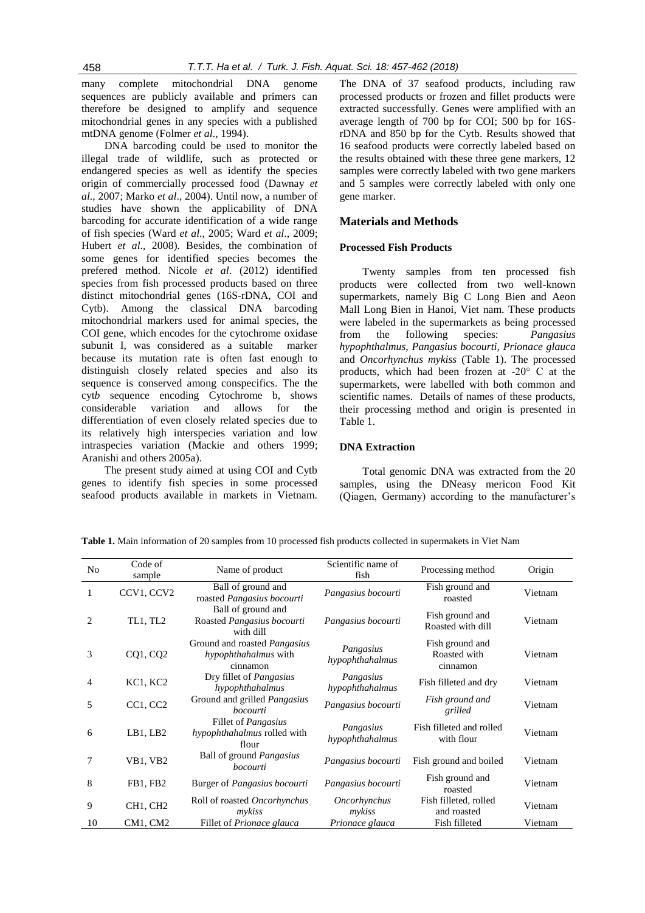many complete mitochondrial DNA genome sequences are publicly available and primers can therefore be designed to amplify and sequence mitochondrial genes in any species with a published mtDNA genome (Folmer *et al*., 1994).

DNA barcoding could be used to monitor the illegal trade of wildlife, such as protected or endangered species as well as identify the species origin of commercially processed food (Dawnay *et al*., 2007; Marko *et al*., 2004). Until now, a number of studies have shown the applicability of DNA barcoding for accurate identification of a wide range of fish species (Ward *et al*., 2005; Ward *et al*., 2009; Hubert *et al*., 2008). Besides, the combination of some genes for identified species becomes the prefered method. Nicole *et al*. (2012) identified species from fish processed products based on three distinct mitochondrial genes (16S-rDNA, COI and Cytb). Among the classical DNA barcoding mitochondrial markers used for animal species, the COI gene, which encodes for the cytochrome oxidase subunit I, was considered as a suitable marker because its mutation rate is often fast enough to distinguish closely related species and also its sequence is conserved among conspecifics. The the cyt*b* sequence encoding Cytochrome b, shows considerable variation and allows for the differentiation of even closely related species due to its relatively high interspecies variation and low intraspecies variation (Mackie and others 1999; Aranishi and others 2005a).

The present study aimed at using COI and Cytb genes to identify fish species in some processed seafood products available in markets in Vietnam. The DNA of 37 seafood products, including raw processed products or frozen and fillet products were extracted successfully. Genes were amplified with an average length of 700 bp for COI; 500 bp for 16S-rDNA and 850 bp for the Cytb. Results showed that 16 seafood products were correctly labeled based on the results obtained with these three gene markers, 12 samples were correctly labeled with two gene markers and 5 samples were correctly labeled with only one gene marker.

## Materials and Methods

### Processed Fish Products

Twenty samples from ten processed fish products were collected from two well-known supermarkets, namely Big C Long Bien and Aeon Mall Long Bien in Hanoi, Viet nam. These products were labeled in the supermarkets as being processed from the following species: *Pangasius hypophthalmus*, *Pangasius bocourti*, *Prionace glauca* and *Oncorhynchus mykiss* (Table 1). The processed products, which had been frozen at -20° C at the supermarkets, were labelled with both common and scientific names. Details of names of these products, their processing method and origin is presented in Table 1.

### DNA Extraction

Total genomic DNA was extracted from the 20 samples, using the DNeasy mericon Food Kit (Qiagen, Germany) according to the manufacturer's

**Table 1.** Main information of 20 samples from 10 processed fish products collected in supermakets in Viet Nam

| No | Code of sample | Name of product | Scientific name of fish | Processing method | Origin |
|---|---|---|---|---|---|
| 1 | CCV1, CCV2 | Ball of ground and roasted *Pangasius bocourti* | *Pangasius bocourti* | Fish ground and roasted | Vietnam |
| 2 | TL1, TL2 | Ball of ground and Roasted *Pangasius bocourti* with dill | *Pangasius bocourti* | Fish ground and Roasted with dill | Vietnam |
| 3 | CQ1, CQ2 | Ground and roasted *Pangasius hypophthahalmus* with cinnamon | *Pangasius hypophthahalmus* | Fish ground and Roasted with cinnamon | Vietnam |
| 4 | KC1, KC2 | Dry fillet of *Pangasius hypophthahalmus* | *Pangasius hypophthahalmus* | Fish filleted and dry | Vietnam |
| 5 | CC1, CC2 | Ground and grilled *Pangasius bocourti* | *Pangasius bocourti* | *Fish ground and grilled* | Vietnam |
| 6 | LB1, LB2 | Fillet of *Pangasius hypophthahalmus* rolled with flour | *Pangasius hypophthahalmus* | Fish filleted and rolled with flour | Vietnam |
| 7 | VB1, VB2 | Ball of ground *Pangasius bocourti* | *Pangasius bocourti* | Fish ground and boiled | Vietnam |
| 8 | FB1, FB2 | Burger of *Pangasius bocourti* | *Pangasius bocourti* | Fish ground and roasted | Vietnam |
| 9 | CH1, CH2 | Roll of roasted *Oncorhynchus mykiss* | *Oncorhynchus mykiss* | Fish filleted, rolled and roasted | Vietnam |
| 10 | CM1, CM2 | Fillet of *Prionace glauca* | *Prionace glauca* | Fish filleted | Vietnam |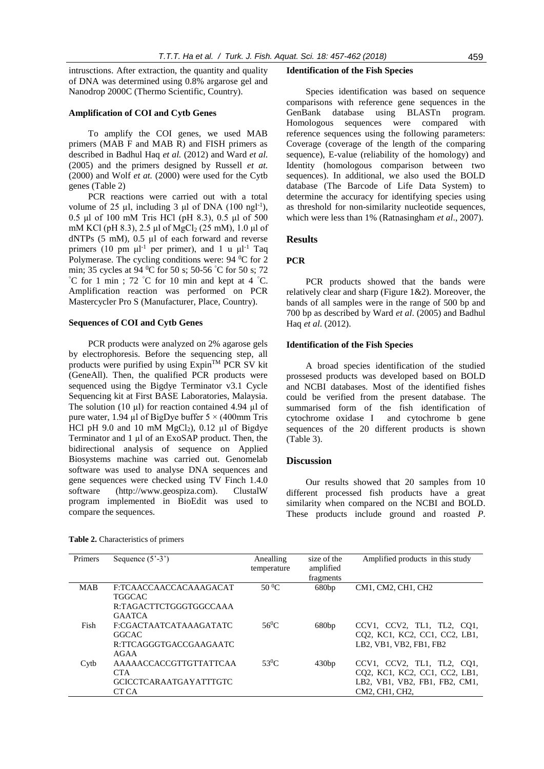intrusctions. After extraction, the quantity and quality of DNA was determined using 0.8% argarose gel and Nanodrop 2000C (Thermo Scientific, Country).

### Amplification of COI and Cytb Genes

To amplify the COI genes, we used MAB primers (MAB F and MAB R) and FISH primers as described in Badhul Haq *et al.* (2012) and Ward *et al.* (2005) and the primers designed by Russell *et at.* (2000) and Wolf *et at.* (2000) were used for the Cytb genes (Table 2)

PCR reactions were carried out with a total volume of 25 µl, including 3 µl of DNA (100 ngl$^{-1}$), 0.5 µl of 100 mM Tris HCl (pH 8.3), 0.5 µl of 500 mM KCl (pH 8.3), 2.5 µl of $MgCl_2$ (25 mM), 1.0 µl of dNTPs (5 mM), 0.5 µl of each forward and reverse primers (10 pm µl$^{-1}$ per primer), and 1 u µl$^{-1}$ Taq Polymerase. The cycling conditions were: 94 $^0$C for 2 min; 35 cycles at 94 $^0$C for 50 s; 50-56 $^{\circ}$C for 50 s; 72 $^{\circ}$C for 1 min ; 72 $^{\circ}$C for 10 min and kept at 4 $^{\circ}$C. Amplification reaction was performed on PCR Mastercycler Pro S (Manufacturer, Place, Country).

### Sequences of COI and Cytb Genes

PCR products were analyzed on 2% agarose gels by electrophoresis. Before the sequencing step, all products were purified by using Expin$^{TM}$ PCR SV kit (GeneAll). Then, the qualified PCR products were sequenced using the Bigdye Terminator v3.1 Cycle Sequencing kit at First BASE Laboratories, Malaysia. The solution (10 µl) for reaction contained 4.94 µl of pure water, 1.94 µl of BigDye buffer 5 × (400mm Tris HCl pH 9.0 and 10 mM $MgCl_2$), 0.12 µl of Bigdye Terminator and 1 µl of an ExoSAP product. Then, the bidirectional analysis of sequence on Applied Biosystems machine was carried out. Genomelab software was used to analyse DNA sequences and gene sequences were checked using TV Finch 1.4.0 software (http://www.geospiza.com). ClustalW program implemented in BioEdit was used to compare the sequences.

### Identification of the Fish Species

Species identification was based on sequence comparisons with reference gene sequences in the GenBank database using BLASTn program. Homologous sequences were compared with reference sequences using the following parameters: Coverage (coverage of the length of the comparing sequence), E-value (reliability of the homology) and Identity (homologous comparison between two sequences). In additional, we also used the BOLD database (The Barcode of Life Data System) to determine the accuracy for identifying species using as threshold for non-similarity nucleotide sequences, which were less than 1% (Ratnasingham *et al*., 2007).

## Results

### PCR

PCR products showed that the bands were relatively clear and sharp (Figure 1&2). Moreover, the bands of all samples were in the range of 500 bp and 700 bp as described by Ward *et al*. (2005) and Badhul Haq *et al*. (2012).

### Identification of the Fish Species

A broad species identification of the studied prossesed products was developed based on BOLD and NCBI databases. Most of the identified fishes could be verified from the present database. The summarised form of the fish identification of cytochrome oxidase I and cytochrome b gene sequences of the 20 different products is shown (Table 3).

## Discussion

Our results showed that 20 samples from 10 different processed fish products have a great similarity when compared on the NCBI and BOLD. These products include ground and roasted *P.*

**Table 2.** Characteristics of primers

| Primers | Sequence (5'-3') | Anealling temperature | size of the amplified fragments | Amplified products in this study |
|---|---|---|---|---|
| MAB | F:TCAACCAACCACAAAGACAT TGGCAC R:TAGACTTCTGGGTGGCCAAA GAATCA | 50 $^0$C | 680bp | CM1, CM2, CH1, CH2 |
| Fish | F:CGACTAATCATAAAGATATC GGCAC R:TTCAGGGTGACCGAAGAATC AGAA | 56$^0$C | 680bp | CCV1, CCV2, TL1, TL2, CQ1, CQ2, KC1, KC2, CC1, CC2, LB1, LB2, VB1, VB2, FB1, FB2 |
| Cytb | AAAAACCACCGTTGTTATTCAA CTA GCICCTCARAATGAYATTTGTC CT CA | 53$^0$C | 430bp | CCV1, CCV2, TL1, TL2, CQ1, CQ2, KC1, KC2, CC1, CC2, LB1, LB2, VB1, VB2, FB1, FB2, CM1, CM2, CH1, CH2, |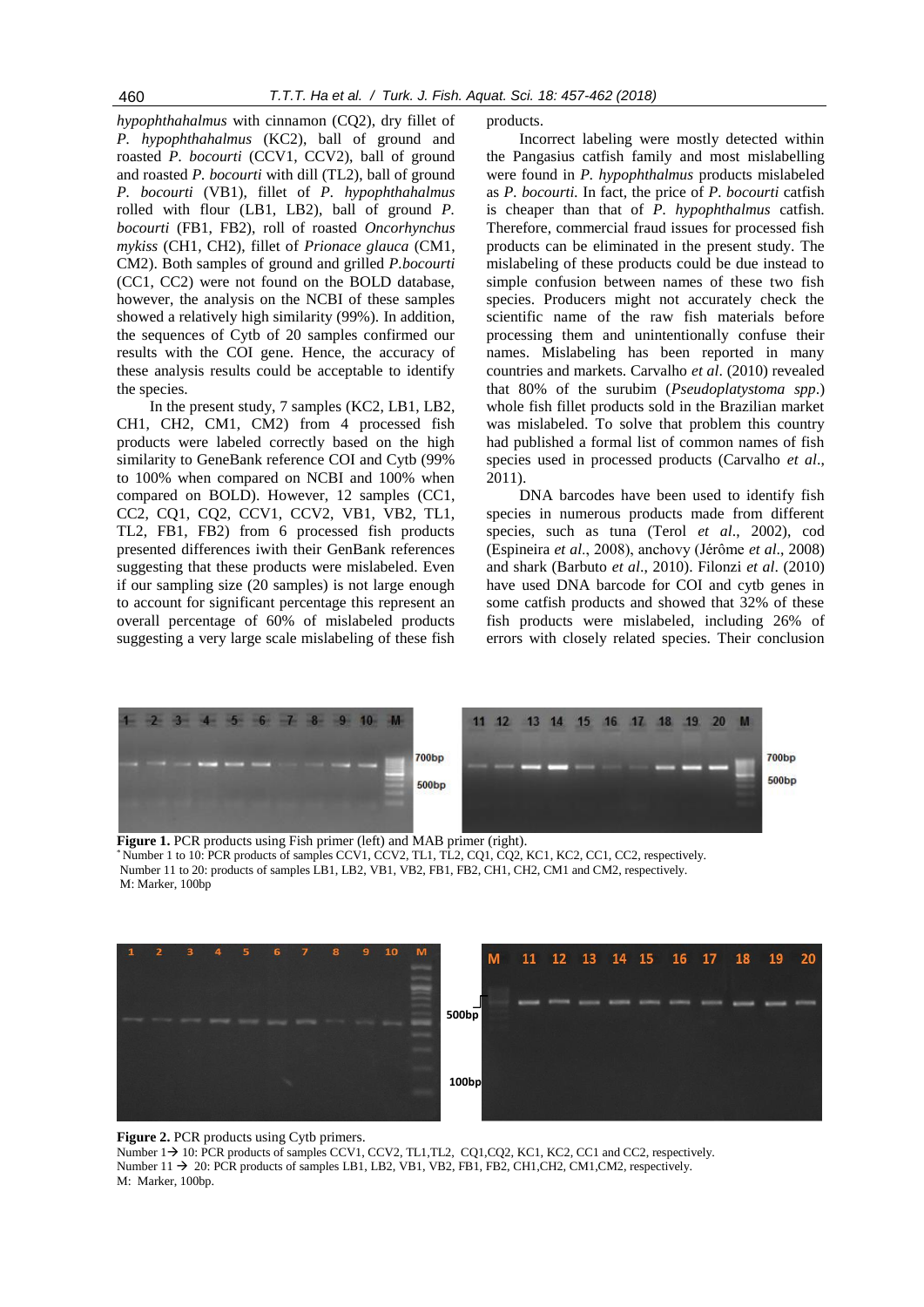*hypophthahalmus* with cinnamon (CQ2), dry fillet of *P. hypophthahalmus* (KC2), ball of ground and roasted *P. bocourti* (CCV1, CCV2), ball of ground and roasted *P. bocourti* with dill (TL2), ball of ground *P. bocourti* (VB1), fillet of *P. hypophthahalmus* rolled with flour (LB1, LB2), ball of ground *P. bocourti* (FB1, FB2), roll of roasted *Oncorhynchus mykiss* (CH1, CH2), fillet of *Prionace glauca* (CM1, CM2). Both samples of ground and grilled *P.bocourti* (CC1, CC2) were not found on the BOLD database, however, the analysis on the NCBI of these samples showed a relatively high similarity (99%). In addition, the sequences of Cytb of 20 samples confirmed our results with the COI gene. Hence, the accuracy of these analysis results could be acceptable to identify the species.

In the present study, 7 samples (KC2, LB1, LB2, CH1, CH2, CM1, CM2) from 4 processed fish products were labeled correctly based on the high similarity to GeneBank reference COI and Cytb (99% to 100% when compared on NCBI and 100% when compared on BOLD). However, 12 samples (CC1, CC2, CQ1, CQ2, CCV1, CCV2, VB1, VB2, TL1, TL2, FB1, FB2) from 6 processed fish products presented differences iwith their GenBank references suggesting that these products were mislabeled. Even if our sampling size (20 samples) is not large enough to account for significant percentage this represent an overall percentage of 60% of mislabeled products suggesting a very large scale mislabeling of these fish products.

Incorrect labeling were mostly detected within the Pangasius catfish family and most mislabelling were found in *P. hypophthalmus* products mislabeled as *P. bocourti*. In fact, the price of *P. bocourti* catfish is cheaper than that of *P. hypophthalmus* catfish. Therefore, commercial fraud issues for processed fish products can be eliminated in the present study. The mislabeling of these products could be due instead to simple confusion between names of these two fish species. Producers might not accurately check the scientific name of the raw fish materials before processing them and unintentionally confuse their names. Mislabeling has been reported in many countries and markets. Carvalho *et al*. (2010) revealed that 80% of the surubim (*Pseudoplatystoma spp*.) whole fish fillet products sold in the Brazilian market was mislabeled. To solve that problem this country had published a formal list of common names of fish species used in processed products (Carvalho *et al*., 2011).

DNA barcodes have been used to identify fish species in numerous products made from different species, such as tuna (Terol *et al*., 2002), cod (Espineira *et al*., 2008), anchovy (Jérôme *et al*., 2008) and shark (Barbuto *et al*., 2010). Filonzi *et al*. (2010) have used DNA barcode for COI and cytb genes in some catfish products and showed that 32% of these fish products were mislabeled, including 26% of errors with closely related species. Their conclusion

**Figure 1.** PCR products using Fish primer (left) and MAB primer (right).
*Number 1 to 10: PCR products of samples CCV1, CCV2, TL1, TL2, CQ1, CQ2, KC1, KC2, CC1, CC2, respectively.
Number 11 to 20: products of samples LB1, LB2, VB1, VB2, FB1, FB2, CH1, CH2, CM1 and CM2, respectively.
M: Marker, 100bp

**Figure 2.** PCR products using Cytb primers.
Number 1→ 10: PCR products of samples CCV1, CCV2, TL1,TL2, CQ1,CQ2, KC1, KC2, CC1 and CC2, respectively.
Number 11 → 20: PCR products of samples LB1, LB2, VB1, VB2, FB1, FB2, CH1,CH2, CM1,CM2, respectively.
M: Marker, 100bp.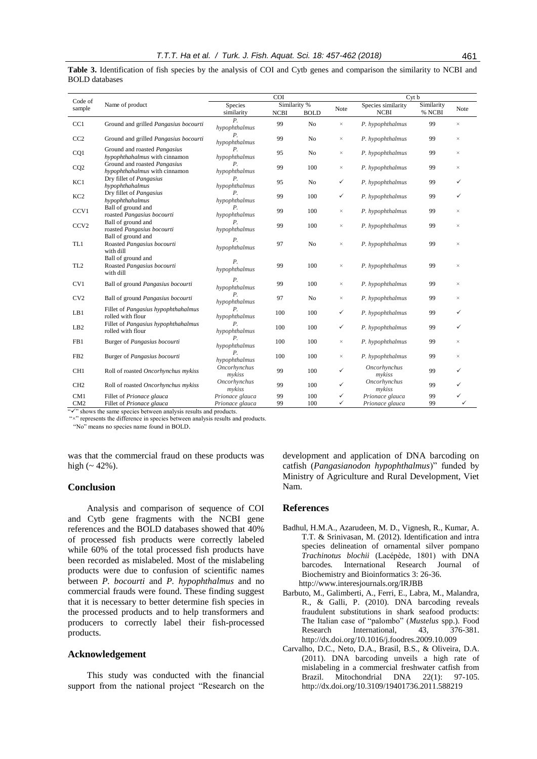**Table 3.** Identification of fish species by the analysis of COI and Cytb genes and comparison the similarity to NCBI and BOLD databases

| Code of sample | Name of product | COI | | | | Cyt b | | |
|---|---|---|---|---|---|---|---|---|
| | | Species similarity | Similarity % NCBI | Similarity % BOLD | Note | Species similarity NCBI | Similarity % NCBI | Note |
| CC1 | Ground and grilled *Pangasius bocourti* | *P. hypophthalmus* | 99 | No | × | *P. hypophthalmus* | 99 | × |
| CC2 | Ground and grilled *Pangasius bocourti* | *P. hypophthalmus* | 99 | No | × | *P. hypophthalmus* | 99 | × |
| CQ1 | Ground and roasted *Pangasius hypophthahalmus* with cinnamon | *P. hypophthalmus* | 95 | No | × | *P. hypophthalmus* | 99 | × |
| CQ2 | Ground and roasted *Pangasius hypophthahalmus* with cinnamon | *P. hypophthalmus* | 99 | 100 | × | *P. hypophthalmus* | 99 | × |
| KC1 | Dry fillet of *Pangasius hypophthahalmus* | *P. hypophthalmus* | 95 | No | ✓ | *P. hypophthalmus* | 99 | ✓ |
| KC2 | Dry fillet of *Pangasius hypophthahalmus* | *P. hypophthalmus* | 99 | 100 | ✓ | *P. hypophthalmus* | 99 | ✓ |
| CCV1 | Ball of ground and roasted *Pangasius bocourti* | *P. hypophthalmus* | 99 | 100 | × | *P. hypophthalmus* | 99 | × |
| CCV2 | Ball of ground and roasted *Pangasius bocourti* | *P. hypophthalmus* | 99 | 100 | × | *P. hypophthalmus* | 99 | × |
| TL1 | Ball of ground and Roasted *Pangasius bocourti* with dill | *P. hypophthalmus* | 97 | No | × | *P. hypophthalmus* | 99 | × |
| TL2 | Ball of ground and Roasted *Pangasius bocourti* with dill | *P. hypophthalmus* | 99 | 100 | × | *P. hypophthalmus* | 99 | × |
| CV1 | Ball of ground *Pangasius bocourti* | *P. hypophthalmus* | 99 | 100 | × | *P. hypophthalmus* | 99 | × |
| CV2 | Ball of ground *Pangasius bocourti* | *P. hypophthalmus* | 97 | No | × | *P. hypophthalmus* | 99 | × |
| LB1 | Fillet of *Pangasius hypophthahalmus* rolled with flour | *P. hypophthalmus* | 100 | 100 | ✓ | *P. hypophthalmus* | 99 | ✓ |
| LB2 | Fillet of *Pangasius hypophthahalmus* rolled with flour | *P. hypophthalmus* | 100 | 100 | ✓ | *P. hypophthalmus* | 99 | ✓ |
| FB1 | Burger of *Pangasius bocourti* | *P. hypophthalmus* | 100 | 100 | × | *P. hypophthalmus* | 99 | × |
| FB2 | Burger of *Pangasius bocourti* | *P. hypophthalmus* | 100 | 100 | × | *P. hypophthalmus* | 99 | × |
| CH1 | Roll of roasted *Oncorhynchus mykiss* | *Oncorhynchus mykiss* | 99 | 100 | ✓ | *Oncorhynchus mykiss* | 99 | ✓ |
| CH2 | Roll of roasted *Oncorhynchus mykiss* | *Oncorhynchus mykiss* | 99 | 100 | ✓ | *Oncorhynchus mykiss* | 99 | ✓ |
| CM1 | Fillet of *Prionace glauca* | *Prionace glauca* | 99 | 100 | ✓ | *Prionace glauca* | 99 | ✓ |
| CM2 | Fillet of *Prionace glauca* | *Prionace glauca* | 99 | 100 | ✓ | *Prionace glauca* | 99 | ✓ |

"✓" shows the same species between analysis results and products.
"×" represents the difference in species between analysis results and products.
"No" means no species name found in BOLD.

was that the commercial fraud on these products was high (~ 42%).

## Conclusion

Analysis and comparison of sequence of COI and Cytb gene fragments with the NCBI gene references and the BOLD databases showed that 40% of processed fish products were correctly labeled while 60% of the total processed fish products have been recorded as mislabeled. Most of the mislabeling products were due to confusion of scientific names between *P. bocourti* and *P. hypophthalmus* and no commercial frauds were found. These finding suggest that it is necessary to better determine fish species in the processed products and to help transformers and producers to correctly label their fish-processed products.

## Acknowledgement

This study was conducted with the financial support from the national project "Research on the development and application of DNA barcoding on catfish (*Pangasianodon hypophthalmus*)" funded by Ministry of Agriculture and Rural Development, Viet Nam.

## References

Badhul, H.M.A., Azarudeen, M. D., Vignesh, R., Kumar, A. T.T. & Srinivasan, M. (2012). Identification and intra species delineation of ornamental silver pompano *Trachinotus blochii* (Lacépède, 1801) with DNA barcodes. International Research Journal of Biochemistry and Bioinformatics 3: 26-36. http://www.interesjournals.org/IRJBB

Barbuto, M., Galimberti, A., Ferri, E., Labra, M., Malandra, R., & Galli, P. (2010). DNA barcoding reveals fraudulent substitutions in shark seafood products: The Italian case of "palombo" (*Mustelus* spp.). Food Research International, 43, 376-381. http://dx.doi.org/10.1016/j.foodres.2009.10.009

Carvalho, D.C., Neto, D.A., Brasil, B.S., & Oliveira, D.A. (2011). DNA barcoding unveils a high rate of mislabeling in a commercial freshwater catfish from Brazil. Mitochondrial DNA 22(1): 97-105. http://dx.doi.org/10.3109/19401736.2011.588219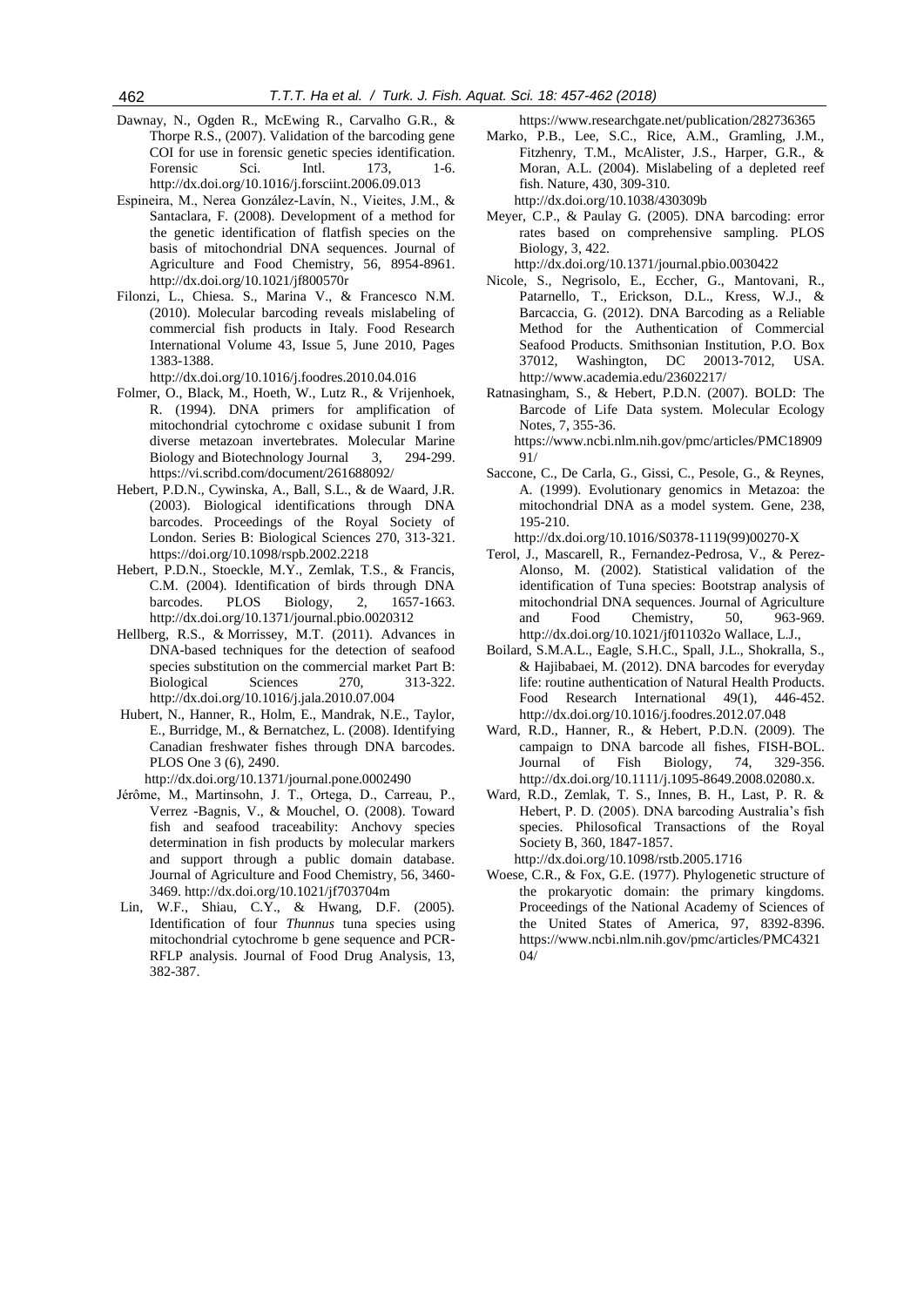Dawnay, N., Ogden R., McEwing R., Carvalho G.R., & Thorpe R.S., (2007). Validation of the barcoding gene COI for use in forensic genetic species identification. Forensic Sci. Intl. 173, 1-6. http://dx.doi.org/10.1016/j.forsciint.2006.09.013

Espineira, M., Nerea González-Lavín, N., Vieites, J.M., & Santaclara, F. (2008). Development of a method for the genetic identification of flatfish species on the basis of mitochondrial DNA sequences. Journal of Agriculture and Food Chemistry, 56, 8954-8961. http://dx.doi.org/10.1021/jf800570r

Filonzi, L., Chiesa. S., Marina V., & Francesco N.M. (2010). Molecular barcoding reveals mislabeling of commercial fish products in Italy. Food Research International Volume 43, Issue 5, June 2010, Pages 1383-1388. http://dx.doi.org/10.1016/j.foodres.2010.04.016

Folmer, O., Black, M., Hoeth, W., Lutz R., & Vrijenhoek, R. (1994). DNA primers for amplification of mitochondrial cytochrome c oxidase subunit I from diverse metazoan invertebrates. Molecular Marine Biology and Biotechnology Journal 3, 294-299. https://vi.scribd.com/document/261688092/

Hebert, P.D.N., Cywinska, A., Ball, S.L., & de Waard, J.R. (2003). Biological identifications through DNA barcodes. Proceedings of the Royal Society of London. Series B: Biological Sciences 270, 313-321. https://doi.org/10.1098/rspb.2002.2218

Hebert, P.D.N., Stoeckle, M.Y., Zemlak, T.S., & Francis, C.M. (2004). Identification of birds through DNA barcodes. PLOS Biology, 2, 1657-1663. http://dx.doi.org/10.1371/journal.pbio.0020312

Hellberg, R.S., & Morrissey, M.T. (2011). Advances in DNA-based techniques for the detection of seafood species substitution on the commercial market Part B: Biological Sciences 270, 313-322. http://dx.doi.org/10.1016/j.jala.2010.07.004

Hubert, N., Hanner, R., Holm, E., Mandrak, N.E., Taylor, E., Burridge, M., & Bernatchez, L. (2008). Identifying Canadian freshwater fishes through DNA barcodes. PLOS One 3 (6), 2490. http://dx.doi.org/10.1371/journal.pone.0002490

Jérôme, M., Martinsohn, J. T., Ortega, D., Carreau, P., Verrez -Bagnis, V., & Mouchel, O. (2008). Toward fish and seafood traceability: Anchovy species determination in fish products by molecular markers and support through a public domain database. Journal of Agriculture and Food Chemistry, 56, 3460-3469. http://dx.doi.org/10.1021/jf703704m

Lin, W.F., Shiau, C.Y., & Hwang, D.F. (2005). Identification of four *Thunnus* tuna species using mitochondrial cytochrome b gene sequence and PCR-RFLP analysis. Journal of Food Drug Analysis, 13, 382-387. https://www.researchgate.net/publication/282736365

Marko, P.B., Lee, S.C., Rice, A.M., Gramling, J.M., Fitzhenry, T.M., McAlister, J.S., Harper, G.R., & Moran, A.L. (2004). Mislabeling of a depleted reef fish. Nature, 430, 309-310. http://dx.doi.org/10.1038/430309b

Meyer, C.P., & Paulay G. (2005). DNA barcoding: error rates based on comprehensive sampling. PLOS Biology, 3, 422. http://dx.doi.org/10.1371/journal.pbio.0030422

Nicole, S., Negrisolo, E., Eccher, G., Mantovani, R., Patarnello, T., Erickson, D.L., Kress, W.J., & Barcaccia, G. (2012). DNA Barcoding as a Reliable Method for the Authentication of Commercial Seafood Products. Smithsonian Institution, P.O. Box 37012, Washington, DC 20013-7012, USA. http://www.academia.edu/23602217/

Ratnasingham, S., & Hebert, P.D.N. (2007). BOLD: The Barcode of Life Data system. Molecular Ecology Notes, 7, 355-36. https://www.ncbi.nlm.nih.gov/pmc/articles/PMC1890991/

Saccone, C., De Carla, G., Gissi, C., Pesole, G., & Reynes, A. (1999). Evolutionary genomics in Metazoa: the mitochondrial DNA as a model system. Gene, 238, 195-210. http://dx.doi.org/10.1016/S0378-1119(99)00270-X

Terol, J., Mascarell, R., Fernandez-Pedrosa, V., & Perez-Alonso, M. (2002). Statistical validation of the identification of Tuna species: Bootstrap analysis of mitochondrial DNA sequences. Journal of Agriculture and Food Chemistry, 50, 963-969. http://dx.doi.org/10.1021/jf011032o Wallace, L.J.,

Boilard, S.M.A.L., Eagle, S.H.C., Spall, J.L., Shokralla, S., & Hajibabaei, M. (2012). DNA barcodes for everyday life: routine authentication of Natural Health Products. Food Research International 49(1), 446-452. http://dx.doi.org/10.1016/j.foodres.2012.07.048

Ward, R.D., Hanner, R., & Hebert, P.D.N. (2009). The campaign to DNA barcode all fishes, FISH-BOL. Journal of Fish Biology, 74, 329-356. http://dx.doi.org/10.1111/j.1095-8649.2008.02080.x.

Ward, R.D., Zemlak, T. S., Innes, B. H., Last, P. R. & Hebert, P. D. (2005). DNA barcoding Australia's fish species. Philosofical Transactions of the Royal Society B, 360, 1847-1857. http://dx.doi.org/10.1098/rstb.2005.1716

Woese, C.R., & Fox, G.E. (1977). Phylogenetic structure of the prokaryotic domain: the primary kingdoms. Proceedings of the National Academy of Sciences of the United States of America, 97, 8392-8396. https://www.ncbi.nlm.nih.gov/pmc/articles/PMC432104/